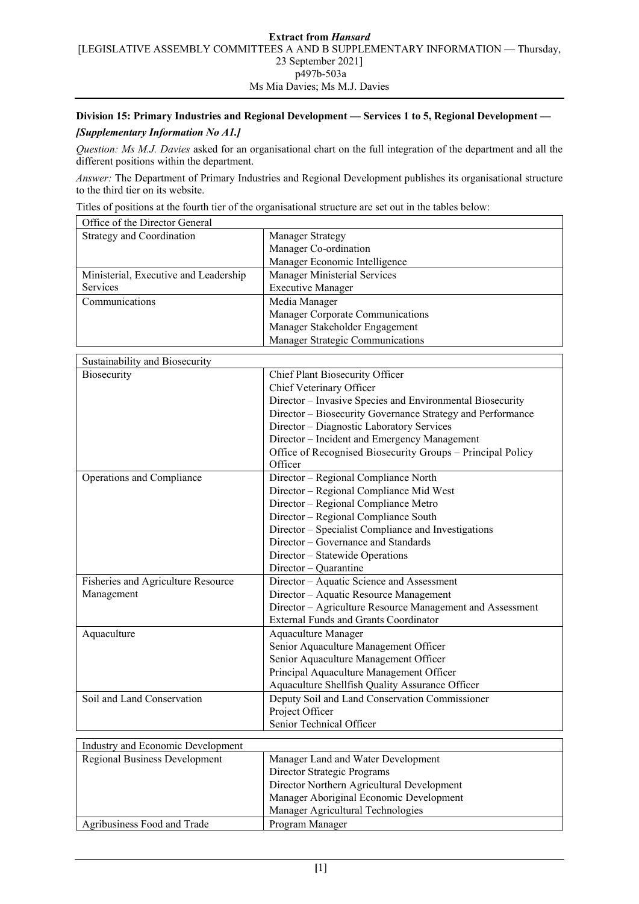**Extract from *Hansard***
[LEGISLATIVE ASSEMBLY COMMITTEES A AND B SUPPLEMENTARY INFORMATION — Thursday, 23 September 2021]
p497b-503a
Ms Mia Davies; Ms M.J. Davies

**Division 15: Primary Industries and Regional Development — Services 1 to 5, Regional Development —**

***[Supplementary Information No A1.]***

*Question: Ms M.J. Davies* asked for an organisational chart on the full integration of the department and all the different positions within the department.

*Answer:* The Department of Primary Industries and Regional Development publishes its organisational structure to the third tier on its website.

Titles of positions at the fourth tier of the organisational structure are set out in the tables below:

| Office of the Director General | |
|---|---|
| Strategy and Coordination | Manager Strategy<br>Manager Co-ordination<br>Manager Economic Intelligence |
| Ministerial, Executive and Leadership Services | Manager Ministerial Services<br>Executive Manager |
| Communications | Media Manager<br>Manager Corporate Communications<br>Manager Stakeholder Engagement<br>Manager Strategic Communications |

| Sustainability and Biosecurity | |
|---|---|
| Biosecurity | Chief Plant Biosecurity Officer<br>Chief Veterinary Officer<br>Director – Invasive Species and Environmental Biosecurity<br>Director – Biosecurity Governance Strategy and Performance<br>Director – Diagnostic Laboratory Services<br>Director – Incident and Emergency Management<br>Office of Recognised Biosecurity Groups – Principal Policy Officer |
| Operations and Compliance | Director – Regional Compliance North<br>Director – Regional Compliance Mid West<br>Director – Regional Compliance Metro<br>Director – Regional Compliance South<br>Director – Specialist Compliance and Investigations<br>Director – Governance and Standards<br>Director – Statewide Operations<br>Director – Quarantine |
| Fisheries and Agriculture Resource Management | Director – Aquatic Science and Assessment<br>Director – Aquatic Resource Management<br>Director – Agriculture Resource Management and Assessment<br>External Funds and Grants Coordinator |
| Aquaculture | Aquaculture Manager<br>Senior Aquaculture Management Officer<br>Senior Aquaculture Management Officer<br>Principal Aquaculture Management Officer<br>Aquaculture Shellfish Quality Assurance Officer |
| Soil and Land Conservation | Deputy Soil and Land Conservation Commissioner<br>Project Officer<br>Senior Technical Officer |

| Industry and Economic Development | |
|---|---|
| Regional Business Development | Manager Land and Water Development<br>Director Strategic Programs<br>Director Northern Agricultural Development<br>Manager Aboriginal Economic Development<br>Manager Agricultural Technologies |
| Agribusiness Food and Trade | Program Manager |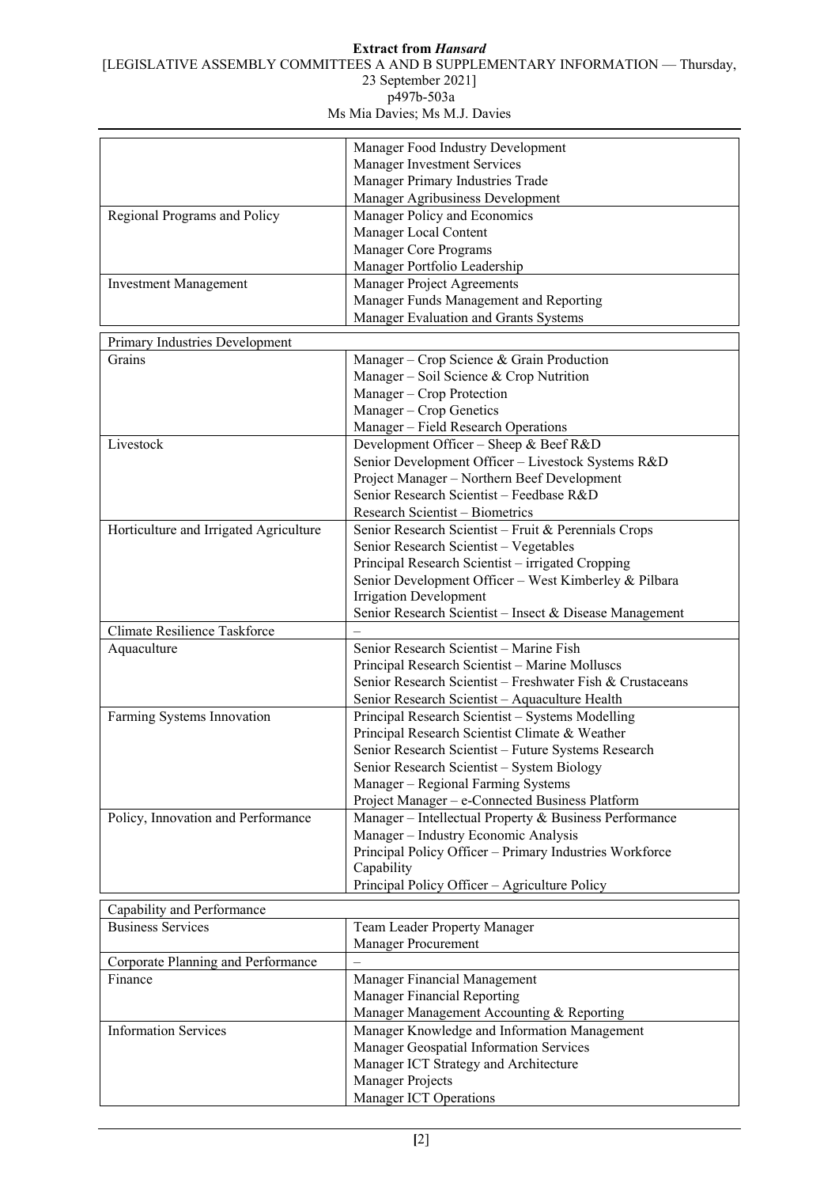| | |
|---|---|
| | Manager Food Industry Development<br>Manager Investment Services<br>Manager Primary Industries Trade<br>Manager Agribusiness Development |
| Regional Programs and Policy | Manager Policy and Economics<br>Manager Local Content<br>Manager Core Programs<br>Manager Portfolio Leadership |
| Investment Management | Manager Project Agreements<br>Manager Funds Management and Reporting<br>Manager Evaluation and Grants Systems |
| **Primary Industries Development** | |
| Grains | Manager – Crop Science & Grain Production<br>Manager – Soil Science & Crop Nutrition<br>Manager – Crop Protection<br>Manager – Crop Genetics<br>Manager – Field Research Operations |
| Livestock | Development Officer – Sheep & Beef R&D<br>Senior Development Officer – Livestock Systems R&D<br>Project Manager – Northern Beef Development<br>Senior Research Scientist – Feedbase R&D<br>Research Scientist – Biometrics |
| Horticulture and Irrigated Agriculture | Senior Research Scientist – Fruit & Perennials Crops<br>Senior Research Scientist – Vegetables<br>Principal Research Scientist – irrigated Cropping<br>Senior Development Officer – West Kimberley & Pilbara Irrigation Development<br>Senior Research Scientist – Insect & Disease Management |
| Climate Resilience Taskforce | – |
| Aquaculture | Senior Research Scientist – Marine Fish<br>Principal Research Scientist – Marine Molluscs<br>Senior Research Scientist – Freshwater Fish & Crustaceans<br>Senior Research Scientist – Aquaculture Health |
| Farming Systems Innovation | Principal Research Scientist – Systems Modelling<br>Principal Research Scientist Climate & Weather<br>Senior Research Scientist – Future Systems Research<br>Senior Research Scientist – System Biology<br>Manager – Regional Farming Systems<br>Project Manager – e-Connected Business Platform |
| Policy, Innovation and Performance | Manager – Intellectual Property & Business Performance<br>Manager – Industry Economic Analysis<br>Principal Policy Officer – Primary Industries Workforce Capability<br>Principal Policy Officer – Agriculture Policy |
| **Capability and Performance** | |
| Business Services | Team Leader Property Manager<br>Manager Procurement |
| Corporate Planning and Performance | – |
| Finance | Manager Financial Management<br>Manager Financial Reporting<br>Manager Management Accounting & Reporting |
| Information Services | Manager Knowledge and Information Management<br>Manager Geospatial Information Services<br>Manager ICT Strategy and Architecture<br>Manager Projects<br>Manager ICT Operations |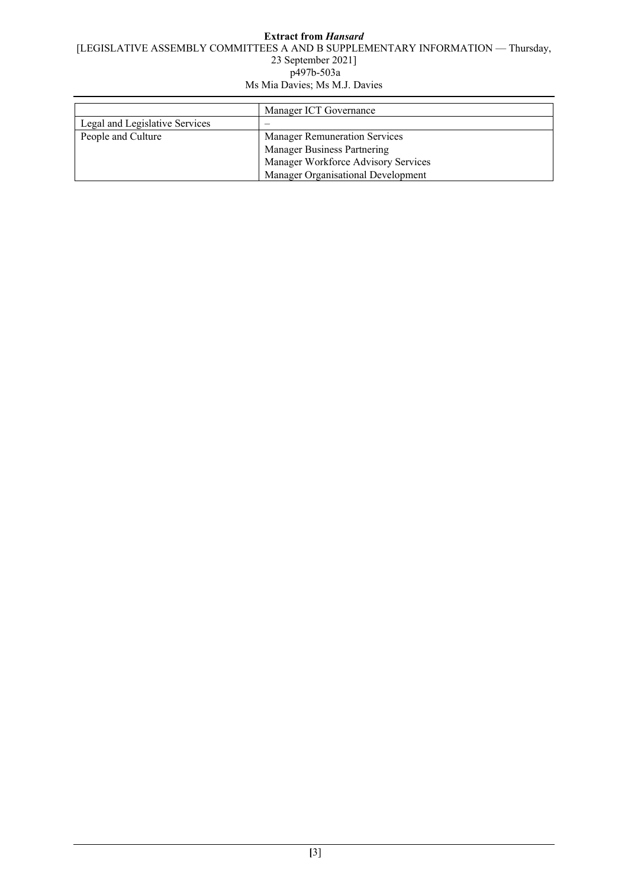| | |
|---|---|
| | Manager ICT Governance |
| Legal and Legislative Services | – |
| People and Culture | Manager Remuneration Services<br>Manager Business Partnering<br>Manager Workforce Advisory Services<br>Manager Organisational Development |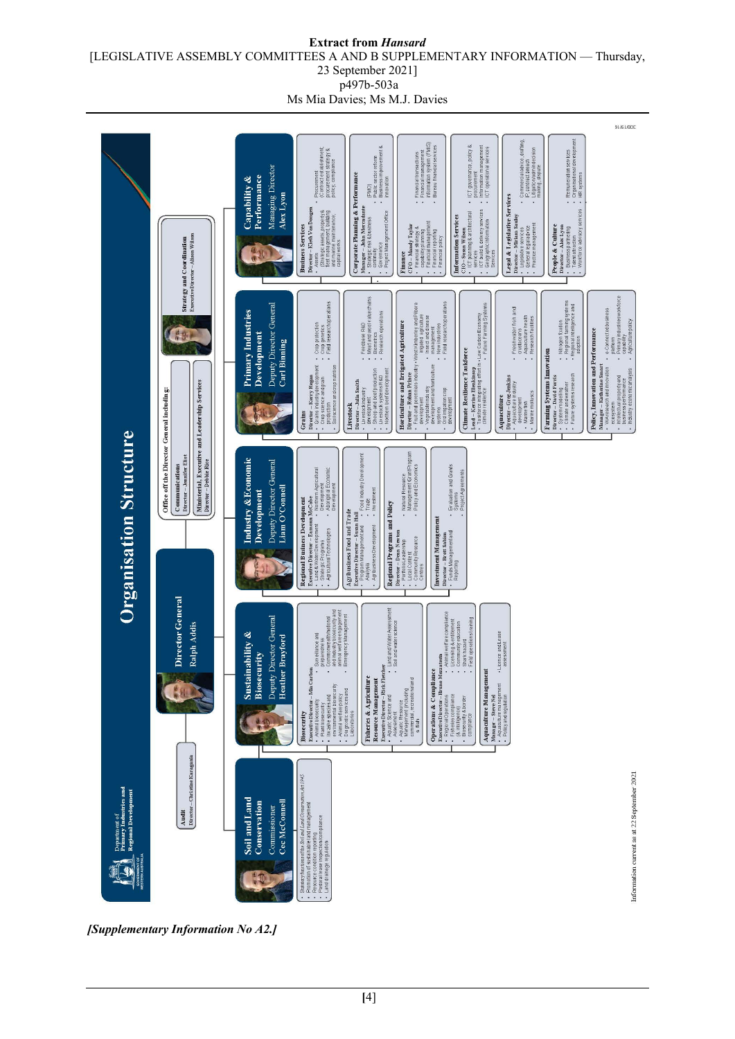**Extract from *Hansard***
[LEGISLATIVE ASSEMBLY COMMITTEES A AND B SUPPLEMENTARY INFORMATION — Thursday, 23 September 2021]
p497b-503a
Ms Mia Davies; Ms M.J. Davies

# Organisation Structure

Department of Primary Industries and Regional Development

**Director General**
Ralph Addis

**Audit**
Director – Christine Karagounis

**Office of the Director General including:**
- **Communications** – Director – Jennifer Eliot
- **Ministerial, Executive and Leadership Services** – Director – Debbie Rice

**Strategy and Coordination**
Executive Director – Alison Wilson

## Soil and Land Conservation
Commissioner
Cec McConnell

- Statutory functions of the *Soil and Land Conservation Act 1945*
- Promotion of sustainable land management
- Resource condition reporting
- Pastoral lease inspections/compliance
- Land drainage regulation

## Sustainability & Biosecurity
Deputy Director General
Heather Brayford

**Biosecurity**
Executive Director – Mia Carbon
- Animal biosecurity
- Plant biosecurity
- Invasive species and environmental biosecurity
- Animal welfare policy
- Diagnostic services and Laboratories
- Surveillance and preparedness
- Commonwealth/national and industry biosecurity and animal welfare engagement
- Emergency management

**Fisheries & Agriculture Resource Management**
Executive Director – Rick Fletcher
- Aquatic Science and assessment
- Aquatic Resource Management (including commercial, recreational and s fish
- Land and Water Assessment
- Soil and water science

**Operations & Compliance**
Executive Director – Bruno Mezzatesta
- Regional Operations
- Fisheries compliance & intelligence
- Biosecurity & border compliance
- Animal welfare compliance
- Licensing & entitlement
- Community education
- Stock board
- Field operations training

**Aquaculture Management**
Manager – Steve Nel
- Aquaculture management
- Policy and regulation
- Licence and Lease assessment

## Industry & Economic Development
Deputy Director General
Liam O'Connell

**Regional Business Development**
Executive Director – Kenneth McCabe
- Land & Water Development
- Strategic Programs
- Agricultural Technologies
- Northern Agricultural Development
- Aboriginal Economic Development

**Agribusiness Food and Trade**
Executive Director – Susan Hall
- Program Management and Analysis
- Agribusiness Development
- Food Industry Development
- Trade
- Investment

**Regional Programs and Policy**
Director – Dean Newton
- Portfolio Leadership
- Local Content
- Community Resource Centres
- Natural Resource Management Grant Program
- Policy and Economics

**Investment Management**
Director – Brett Sabien
- Funds Management and Reporting
- Evaluation and Grants Systems
- Project Agreements

## Primary Industries Development
Deputy Director General
Carl Binning

**Grains**
Director – Kerry Regan
- Grains industry development
- Crop science and grain production
- Soil science and crop nutrition
- Crop protection
- Crop genetics
- Field research operations

**Livestock**
Director – Julia Smith
- Livestock industry development
- Sheep and beef production
- Livestock systems R&D
- Northern beef development
- Feedbase R&D
- Meat and wool value chains
- Biometrics
- Research operations

**Horticulture and Irrigated Agriculture**
Director – Rohan Prince
- Fruit and plant industry development
- Vegetable industry development and horticulture systems
- Ord irrigation crop development
- West Kimberley and Pilbara irrigated agriculture
- Insect and disease management
- New industries
- Field research operations

**Climate Resilience Taskforce**
Lead – Kerrine Blenkinsop
- Taskforce integrating effort in climate resilience
- Low Carbon Economy
- Future Farming Systems

**Aquaculture**
Director – Greg Jenkins
- Aquaculture industry development
- Marine fish
- Marine molluscs
- Freshwater fish and crustaceans
- Aquaculture health
- Research facilities

**Farming Systems Innovation**
Director – David Ferris
- Systems modelling
- Climate and weather
- Future systems research
- Nitrogen fixation
- Regional farming systems
- Regional intelligence and adoption

**Policy, Innovation and Performance**
Manager – Katherine Smart
- WA research and innovation ecosystem
- Intellectual property and business performance
- Industry economic analysis
- e-Connected business platform
- Primary industries workforce capability
- Agricultural policy

## Capability & Performance
Managing Director
Alex Lyon

**Business Services**
Director – Koel Van Dongen
- Assets (Strategic assets, property & fleet management, building and marine maintenance, capital works)
- Procurement (Contract establishment, procurement strategy & policy, compliance)

**Corporate Planning & Performance**
Manager – John Mercadante
- Strategic risk & business continuity
- Governance
- Project Management Office
- (PMO)
- Public sector reform
- Business improvement & innovation

**Finance**
CFO – Mandy Taylor
- Financial strategy & capability planning
- Financial management
- Financial reporting
- Financial policy
- Financial transactions
- Financial management information system (FMIS)
- Business financial services

**Information Services**
CIO – Susan Wilson
- ICT planning & architectural services
- ICT build & delivery services
- Geographic information services
- ICT governance, policy & procurement
- Information management
- ICT operational services

**Legal & Legislative Services**
Director – Melissa Saxby
- Legislative services
- General legal advice
- Practice management
- Commercial advice, drafting, IP, contract breach
- Litigation/decision making, dispute

**People & Culture**
Director – Alan Lyon
- Business partnering
- Talent attraction
- Workforce advisory services
- Remuneration services
- Organisational development
- HR systems

Information current as at 22 September 2021

***[Supplementary Information No A2.]***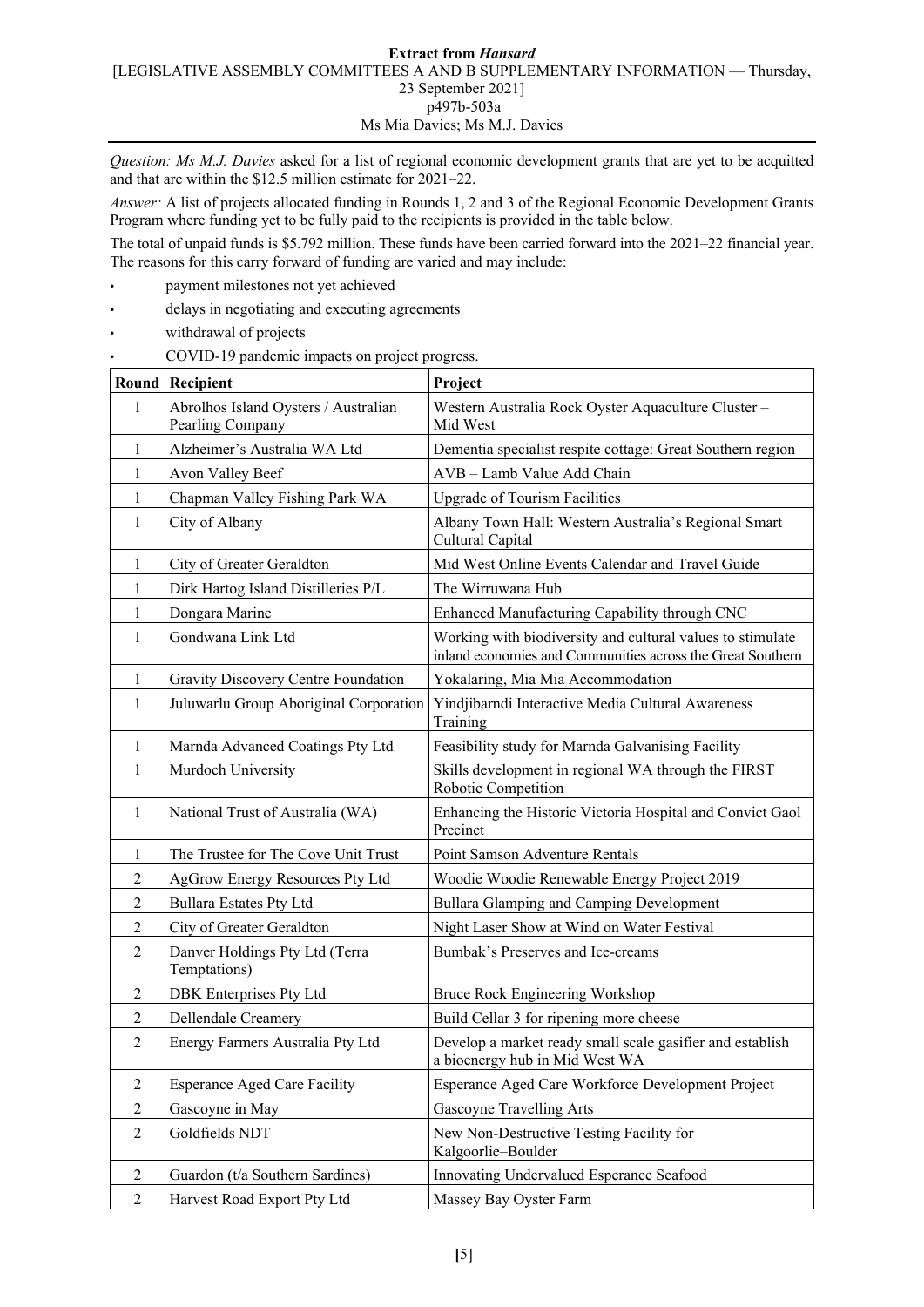*Question: Ms M.J. Davies* asked for a list of regional economic development grants that are yet to be acquitted and that are within the $12.5 million estimate for 2021–22.

*Answer:* A list of projects allocated funding in Rounds 1, 2 and 3 of the Regional Economic Development Grants Program where funding yet to be fully paid to the recipients is provided in the table below.

The total of unpaid funds is $5.792 million. These funds have been carried forward into the 2021–22 financial year. The reasons for this carry forward of funding are varied and may include:

- payment milestones not yet achieved
- delays in negotiating and executing agreements
- withdrawal of projects
- COVID-19 pandemic impacts on project progress.

| Round | Recipient | Project |
|---|---|---|
| 1 | Abrolhos Island Oysters / Australian Pearling Company | Western Australia Rock Oyster Aquaculture Cluster – Mid West |
| 1 | Alzheimer's Australia WA Ltd | Dementia specialist respite cottage: Great Southern region |
| 1 | Avon Valley Beef | AVB – Lamb Value Add Chain |
| 1 | Chapman Valley Fishing Park WA | Upgrade of Tourism Facilities |
| 1 | City of Albany | Albany Town Hall: Western Australia's Regional Smart Cultural Capital |
| 1 | City of Greater Geraldton | Mid West Online Events Calendar and Travel Guide |
| 1 | Dirk Hartog Island Distilleries P/L | The Wirruwana Hub |
| 1 | Dongara Marine | Enhanced Manufacturing Capability through CNC |
| 1 | Gondwana Link Ltd | Working with biodiversity and cultural values to stimulate inland economies and Communities across the Great Southern |
| 1 | Gravity Discovery Centre Foundation | Yokalaring, Mia Mia Accommodation |
| 1 | Juluwarlu Group Aboriginal Corporation | Yindjibarndi Interactive Media Cultural Awareness Training |
| 1 | Marnda Advanced Coatings Pty Ltd | Feasibility study for Marnda Galvanising Facility |
| 1 | Murdoch University | Skills development in regional WA through the FIRST Robotic Competition |
| 1 | National Trust of Australia (WA) | Enhancing the Historic Victoria Hospital and Convict Gaol Precinct |
| 1 | The Trustee for The Cove Unit Trust | Point Samson Adventure Rentals |
| 2 | AgGrow Energy Resources Pty Ltd | Woodie Woodie Renewable Energy Project 2019 |
| 2 | Bullara Estates Pty Ltd | Bullara Glamping and Camping Development |
| 2 | City of Greater Geraldton | Night Laser Show at Wind on Water Festival |
| 2 | Danver Holdings Pty Ltd (Terra Temptations) | Bumbak's Preserves and Ice-creams |
| 2 | DBK Enterprises Pty Ltd | Bruce Rock Engineering Workshop |
| 2 | Dellendale Creamery | Build Cellar 3 for ripening more cheese |
| 2 | Energy Farmers Australia Pty Ltd | Develop a market ready small scale gasifier and establish a bioenergy hub in Mid West WA |
| 2 | Esperance Aged Care Facility | Esperance Aged Care Workforce Development Project |
| 2 | Gascoyne in May | Gascoyne Travelling Arts |
| 2 | Goldfields NDT | New Non-Destructive Testing Facility for Kalgoorlie–Boulder |
| 2 | Guardon (t/a Southern Sardines) | Innovating Undervalued Esperance Seafood |
| 2 | Harvest Road Export Pty Ltd | Massey Bay Oyster Farm |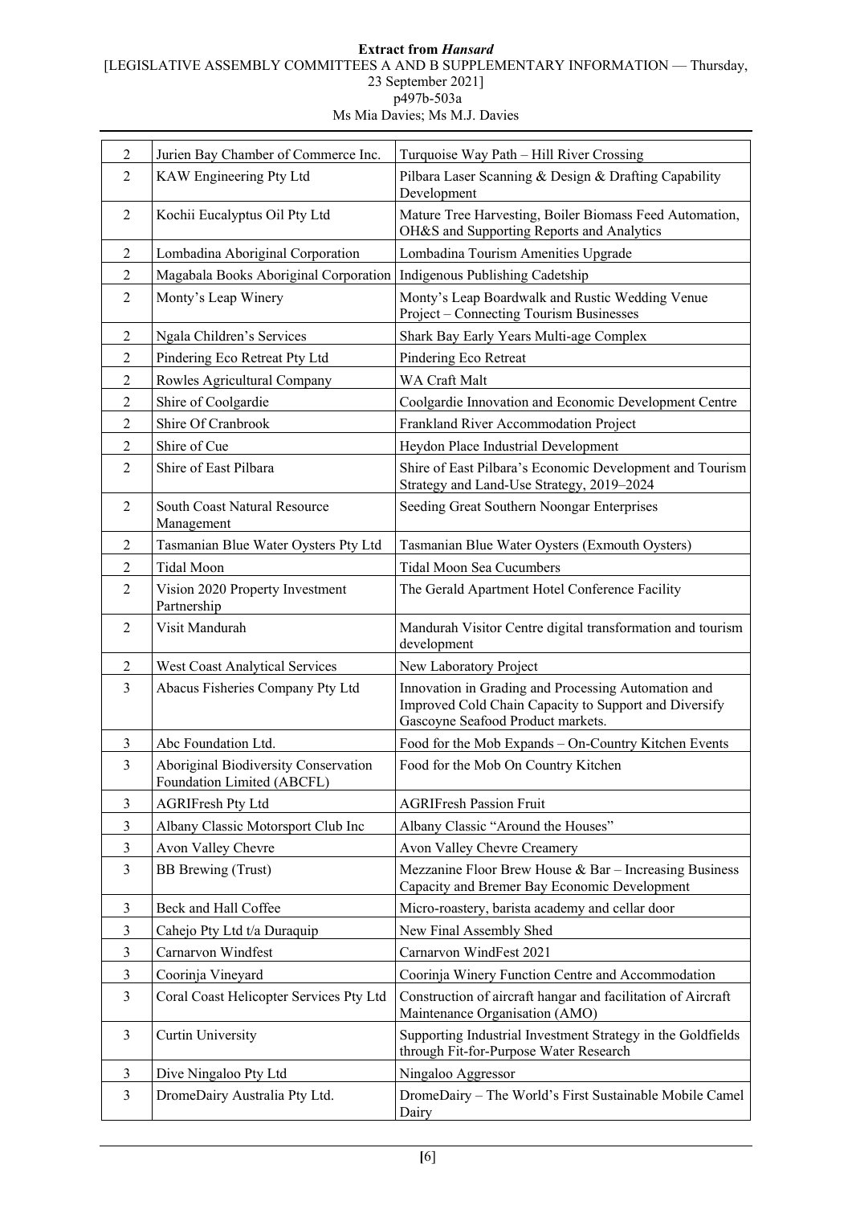| | | |
|---|---|---|
| 2 | Jurien Bay Chamber of Commerce Inc. | Turquoise Way Path – Hill River Crossing |
| 2 | KAW Engineering Pty Ltd | Pilbara Laser Scanning & Design & Drafting Capability Development |
| 2 | Kochii Eucalyptus Oil Pty Ltd | Mature Tree Harvesting, Boiler Biomass Feed Automation, OH&S and Supporting Reports and Analytics |
| 2 | Lombadina Aboriginal Corporation | Lombadina Tourism Amenities Upgrade |
| 2 | Magabala Books Aboriginal Corporation | Indigenous Publishing Cadetship |
| 2 | Monty's Leap Winery | Monty's Leap Boardwalk and Rustic Wedding Venue Project – Connecting Tourism Businesses |
| 2 | Ngala Children's Services | Shark Bay Early Years Multi-age Complex |
| 2 | Pindering Eco Retreat Pty Ltd | Pindering Eco Retreat |
| 2 | Rowles Agricultural Company | WA Craft Malt |
| 2 | Shire of Coolgardie | Coolgardie Innovation and Economic Development Centre |
| 2 | Shire Of Cranbrook | Frankland River Accommodation Project |
| 2 | Shire of Cue | Heydon Place Industrial Development |
| 2 | Shire of East Pilbara | Shire of East Pilbara's Economic Development and Tourism Strategy and Land-Use Strategy, 2019–2024 |
| 2 | South Coast Natural Resource Management | Seeding Great Southern Noongar Enterprises |
| 2 | Tasmanian Blue Water Oysters Pty Ltd | Tasmanian Blue Water Oysters (Exmouth Oysters) |
| 2 | Tidal Moon | Tidal Moon Sea Cucumbers |
| 2 | Vision 2020 Property Investment Partnership | The Gerald Apartment Hotel Conference Facility |
| 2 | Visit Mandurah | Mandurah Visitor Centre digital transformation and tourism development |
| 2 | West Coast Analytical Services | New Laboratory Project |
| 3 | Abacus Fisheries Company Pty Ltd | Innovation in Grading and Processing Automation and Improved Cold Chain Capacity to Support and Diversify Gascoyne Seafood Product markets. |
| 3 | Abc Foundation Ltd. | Food for the Mob Expands – On-Country Kitchen Events |
| 3 | Aboriginal Biodiversity Conservation Foundation Limited (ABCFL) | Food for the Mob On Country Kitchen |
| 3 | AGRIFresh Pty Ltd | AGRIFresh Passion Fruit |
| 3 | Albany Classic Motorsport Club Inc | Albany Classic "Around the Houses" |
| 3 | Avon Valley Chevre | Avon Valley Chevre Creamery |
| 3 | BB Brewing (Trust) | Mezzanine Floor Brew House & Bar – Increasing Business Capacity and Bremer Bay Economic Development |
| 3 | Beck and Hall Coffee | Micro-roastery, barista academy and cellar door |
| 3 | Cahejo Pty Ltd t/a Duraquip | New Final Assembly Shed |
| 3 | Carnarvon Windfest | Carnarvon WindFest 2021 |
| 3 | Coorinja Vineyard | Coorinja Winery Function Centre and Accommodation |
| 3 | Coral Coast Helicopter Services Pty Ltd | Construction of aircraft hangar and facilitation of Aircraft Maintenance Organisation (AMO) |
| 3 | Curtin University | Supporting Industrial Investment Strategy in the Goldfields through Fit-for-Purpose Water Research |
| 3 | Dive Ningaloo Pty Ltd | Ningaloo Aggressor |
| 3 | DromeDairy Australia Pty Ltd. | DromeDairy – The World's First Sustainable Mobile Camel Dairy |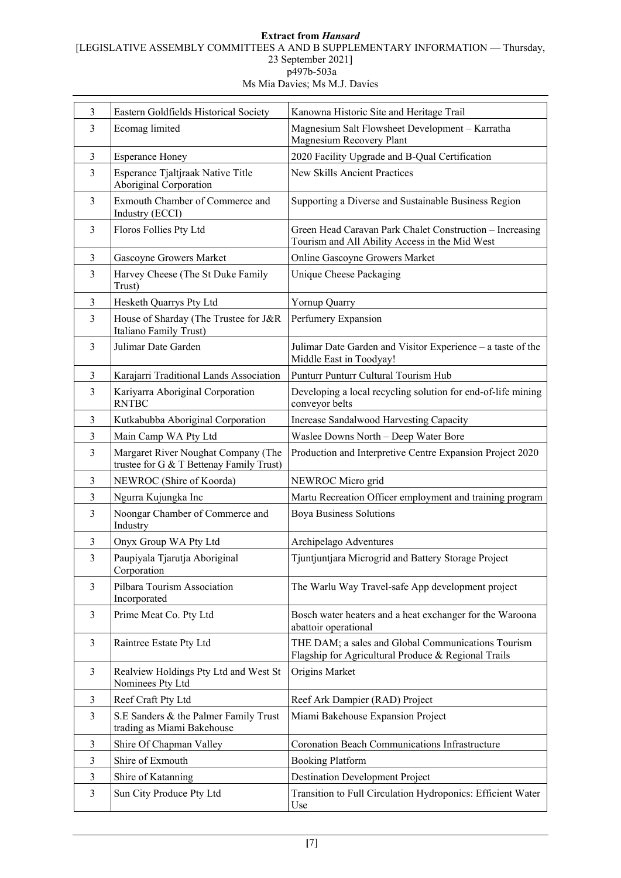| 3 | Eastern Goldfields Historical Society | Kanowna Historic Site and Heritage Trail |
|---|---|---|
| 3 | Ecomag limited | Magnesium Salt Flowsheet Development – Karratha Magnesium Recovery Plant |
| 3 | Esperance Honey | 2020 Facility Upgrade and B-Qual Certification |
| 3 | Esperance Tjaltjraak Native Title Aboriginal Corporation | New Skills Ancient Practices |
| 3 | Exmouth Chamber of Commerce and Industry (ECCI) | Supporting a Diverse and Sustainable Business Region |
| 3 | Floros Follies Pty Ltd | Green Head Caravan Park Chalet Construction – Increasing Tourism and All Ability Access in the Mid West |
| 3 | Gascoyne Growers Market | Online Gascoyne Growers Market |
| 3 | Harvey Cheese (The St Duke Family Trust) | Unique Cheese Packaging |
| 3 | Hesketh Quarrys Pty Ltd | Yornup Quarry |
| 3 | House of Sharday (The Trustee for J&R Italiano Family Trust) | Perfumery Expansion |
| 3 | Julimar Date Garden | Julimar Date Garden and Visitor Experience – a taste of the Middle East in Toodyay! |
| 3 | Karajarri Traditional Lands Association | Punturr Punturr Cultural Tourism Hub |
| 3 | Kariyarra Aboriginal Corporation RNTBC | Developing a local recycling solution for end-of-life mining conveyor belts |
| 3 | Kutkabubba Aboriginal Corporation | Increase Sandalwood Harvesting Capacity |
| 3 | Main Camp WA Pty Ltd | Waslee Downs North – Deep Water Bore |
| 3 | Margaret River Noughat Company (The trustee for G & T Bettenay Family Trust) | Production and Interpretive Centre Expansion Project 2020 |
| 3 | NEWROC (Shire of Koorda) | NEWROC Micro grid |
| 3 | Ngurra Kujungka Inc | Martu Recreation Officer employment and training program |
| 3 | Noongar Chamber of Commerce and Industry | Boya Business Solutions |
| 3 | Onyx Group WA Pty Ltd | Archipelago Adventures |
| 3 | Paupiyala Tjarutja Aboriginal Corporation | Tjuntjuntjara Microgrid and Battery Storage Project |
| 3 | Pilbara Tourism Association Incorporated | The Warlu Way Travel-safe App development project |
| 3 | Prime Meat Co. Pty Ltd | Bosch water heaters and a heat exchanger for the Waroona abattoir operational |
| 3 | Raintree Estate Pty Ltd | THE DAM; a sales and Global Communications Tourism Flagship for Agricultural Produce & Regional Trails |
| 3 | Realview Holdings Pty Ltd and West St Nominees Pty Ltd | Origins Market |
| 3 | Reef Craft Pty Ltd | Reef Ark Dampier (RAD) Project |
| 3 | S.E Sanders & the Palmer Family Trust trading as Miami Bakehouse | Miami Bakehouse Expansion Project |
| 3 | Shire Of Chapman Valley | Coronation Beach Communications Infrastructure |
| 3 | Shire of Exmouth | Booking Platform |
| 3 | Shire of Katanning | Destination Development Project |
| 3 | Sun City Produce Pty Ltd | Transition to Full Circulation Hydroponics: Efficient Water Use |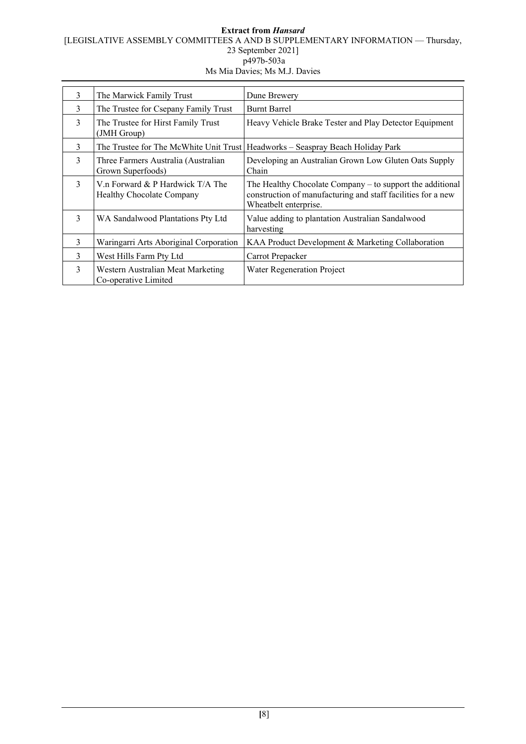| | | |
|---|---|---|
| 3 | The Marwick Family Trust | Dune Brewery |
| 3 | The Trustee for Csepany Family Trust | Burnt Barrel |
| 3 | The Trustee for Hirst Family Trust (JMH Group) | Heavy Vehicle Brake Tester and Play Detector Equipment |
| 3 | The Trustee for The McWhite Unit Trust | Headworks – Seaspray Beach Holiday Park |
| 3 | Three Farmers Australia (Australian Grown Superfoods) | Developing an Australian Grown Low Gluten Oats Supply Chain |
| 3 | V.n Forward & P Hardwick T/A The Healthy Chocolate Company | The Healthy Chocolate Company – to support the additional construction of manufacturing and staff facilities for a new Wheatbelt enterprise. |
| 3 | WA Sandalwood Plantations Pty Ltd | Value adding to plantation Australian Sandalwood harvesting |
| 3 | Waringarri Arts Aboriginal Corporation | KAA Product Development & Marketing Collaboration |
| 3 | West Hills Farm Pty Ltd | Carrot Prepacker |
| 3 | Western Australian Meat Marketing Co-operative Limited | Water Regeneration Project |